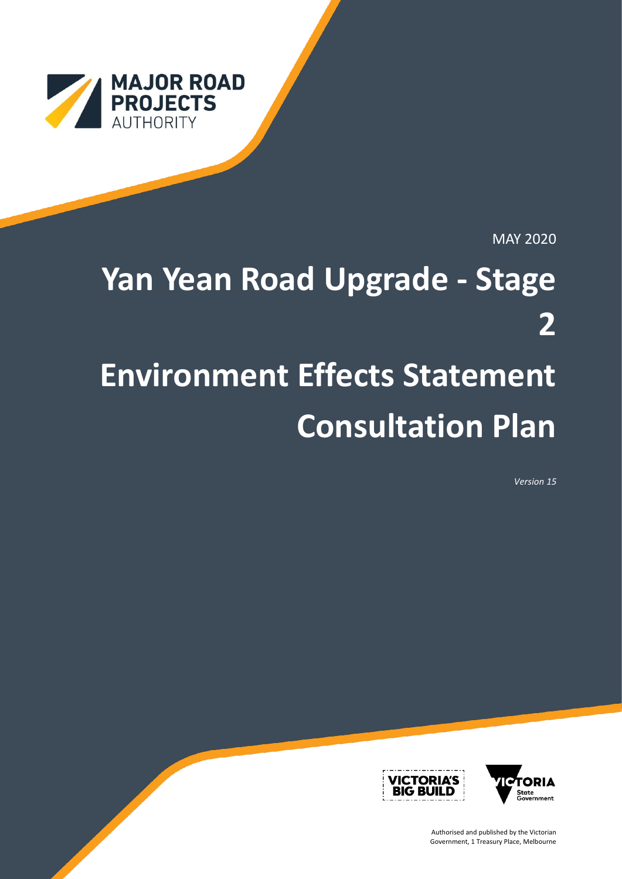MAJOR ROAD PROJECTS AUTHORITY

MAY 2020

# Yan Yean Road Upgrade - Stage 2

# Environment Effects Statement Consultation Plan

*Version 15*

VICTORIA'S BIG BUILD

VICTORIA State Government

Authorised and published by the Victorian Government, 1 Treasury Place, Melbourne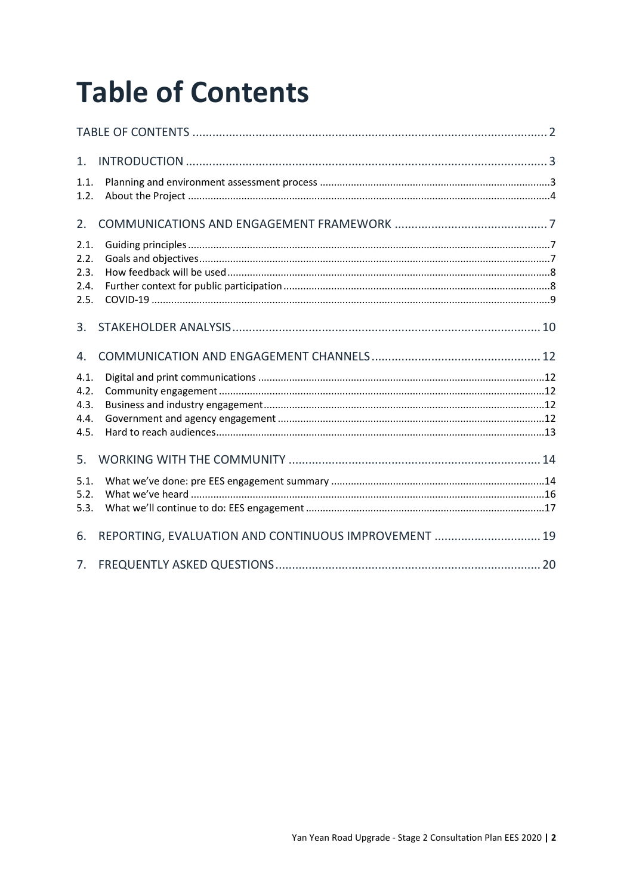# Table of Contents

TABLE OF CONTENTS ..... 2

1. INTRODUCTION ..... 3

1.1. Planning and environment assessment process ..... 3
1.2. About the Project ..... 4

2. COMMUNICATIONS AND ENGAGEMENT FRAMEWORK ..... 7

2.1. Guiding principles ..... 7
2.2. Goals and objectives ..... 7
2.3. How feedback will be used ..... 8
2.4. Further context for public participation ..... 8
2.5. COVID-19 ..... 9

3. STAKEHOLDER ANALYSIS ..... 10

4. COMMUNICATION AND ENGAGEMENT CHANNELS ..... 12

4.1. Digital and print communications ..... 12
4.2. Community engagement ..... 12
4.3. Business and industry engagement ..... 12
4.4. Government and agency engagement ..... 12
4.5. Hard to reach audiences ..... 13

5. WORKING WITH THE COMMUNITY ..... 14

5.1. What we've done: pre EES engagement summary ..... 14
5.2. What we've heard ..... 16
5.3. What we'll continue to do: EES engagement ..... 17

6. REPORTING, EVALUATION AND CONTINUOUS IMPROVEMENT ..... 19

7. FREQUENTLY ASKED QUESTIONS ..... 20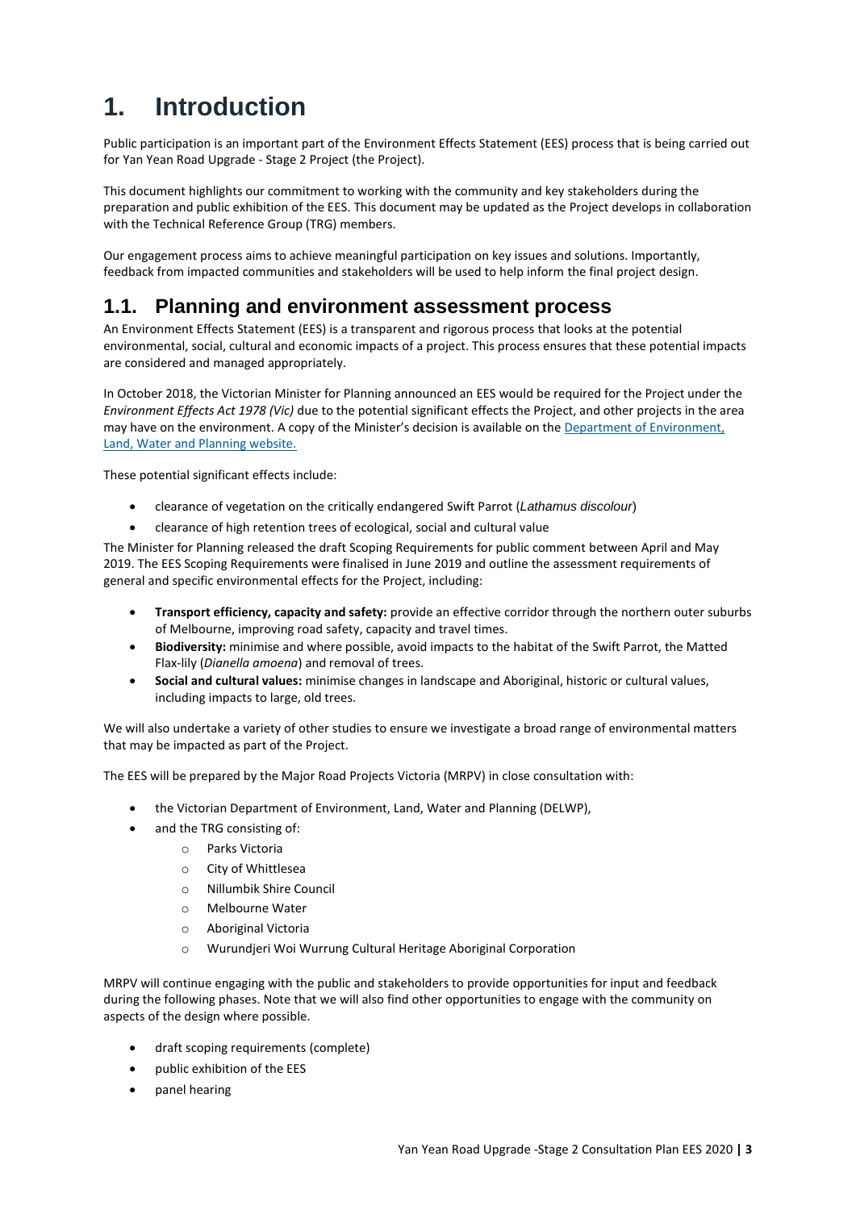# 1. Introduction

Public participation is an important part of the Environment Effects Statement (EES) process that is being carried out for Yan Yean Road Upgrade - Stage 2 Project (the Project).

This document highlights our commitment to working with the community and key stakeholders during the preparation and public exhibition of the EES. This document may be updated as the Project develops in collaboration with the Technical Reference Group (TRG) members.

Our engagement process aims to achieve meaningful participation on key issues and solutions. Importantly, feedback from impacted communities and stakeholders will be used to help inform the final project design.

## 1.1. Planning and environment assessment process

An Environment Effects Statement (EES) is a transparent and rigorous process that looks at the potential environmental, social, cultural and economic impacts of a project. This process ensures that these potential impacts are considered and managed appropriately.

In October 2018, the Victorian Minister for Planning announced an EES would be required for the Project under the *Environment Effects Act 1978 (Vic)* due to the potential significant effects the Project, and other projects in the area may have on the environment. A copy of the Minister's decision is available on the [Department of Environment, Land, Water and Planning website.]()

These potential significant effects include:

- clearance of vegetation on the critically endangered Swift Parrot (*Lathamus discolour*)
- clearance of high retention trees of ecological, social and cultural value

The Minister for Planning released the draft Scoping Requirements for public comment between April and May 2019. The EES Scoping Requirements were finalised in June 2019 and outline the assessment requirements of general and specific environmental effects for the Project, including:

- **Transport efficiency, capacity and safety:** provide an effective corridor through the northern outer suburbs of Melbourne, improving road safety, capacity and travel times.
- **Biodiversity:** minimise and where possible, avoid impacts to the habitat of the Swift Parrot, the Matted Flax-lily (*Dianella amoena*) and removal of trees.
- **Social and cultural values:** minimise changes in landscape and Aboriginal, historic or cultural values, including impacts to large, old trees.

We will also undertake a variety of other studies to ensure we investigate a broad range of environmental matters that may be impacted as part of the Project.

The EES will be prepared by the Major Road Projects Victoria (MRPV) in close consultation with:

- the Victorian Department of Environment, Land, Water and Planning (DELWP),
- and the TRG consisting of:
  - Parks Victoria
  - City of Whittlesea
  - Nillumbik Shire Council
  - Melbourne Water
  - Aboriginal Victoria
  - Wurundjeri Woi Wurrung Cultural Heritage Aboriginal Corporation

MRPV will continue engaging with the public and stakeholders to provide opportunities for input and feedback during the following phases. Note that we will also find other opportunities to engage with the community on aspects of the design where possible.

- draft scoping requirements (complete)
- public exhibition of the EES
- panel hearing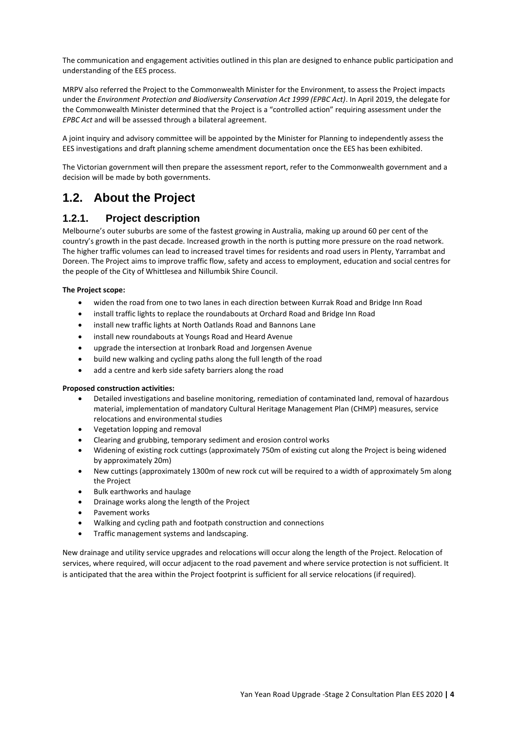The communication and engagement activities outlined in this plan are designed to enhance public participation and understanding of the EES process.

MRPV also referred the Project to the Commonwealth Minister for the Environment, to assess the Project impacts under the *Environment Protection and Biodiversity Conservation Act 1999 (EPBC Act)*. In April 2019, the delegate for the Commonwealth Minister determined that the Project is a "controlled action" requiring assessment under the *EPBC Act* and will be assessed through a bilateral agreement.

A joint inquiry and advisory committee will be appointed by the Minister for Planning to independently assess the EES investigations and draft planning scheme amendment documentation once the EES has been exhibited.

The Victorian government will then prepare the assessment report, refer to the Commonwealth government and a decision will be made by both governments.

## 1.2. About the Project

### 1.2.1. Project description

Melbourne's outer suburbs are some of the fastest growing in Australia, making up around 60 per cent of the country's growth in the past decade. Increased growth in the north is putting more pressure on the road network. The higher traffic volumes can lead to increased travel times for residents and road users in Plenty, Yarrambat and Doreen. The Project aims to improve traffic flow, safety and access to employment, education and social centres for the people of the City of Whittlesea and Nillumbik Shire Council.

**The Project scope:**

- widen the road from one to two lanes in each direction between Kurrak Road and Bridge Inn Road
- install traffic lights to replace the roundabouts at Orchard Road and Bridge Inn Road
- install new traffic lights at North Oatlands Road and Bannons Lane
- install new roundabouts at Youngs Road and Heard Avenue
- upgrade the intersection at Ironbark Road and Jorgensen Avenue
- build new walking and cycling paths along the full length of the road
- add a centre and kerb side safety barriers along the road

**Proposed construction activities:**

- Detailed investigations and baseline monitoring, remediation of contaminated land, removal of hazardous material, implementation of mandatory Cultural Heritage Management Plan (CHMP) measures, service relocations and environmental studies
- Vegetation lopping and removal
- Clearing and grubbing, temporary sediment and erosion control works
- Widening of existing rock cuttings (approximately 750m of existing cut along the Project is being widened by approximately 20m)
- New cuttings (approximately 1300m of new rock cut will be required to a width of approximately 5m along the Project
- Bulk earthworks and haulage
- Drainage works along the length of the Project
- Pavement works
- Walking and cycling path and footpath construction and connections
- Traffic management systems and landscaping.

New drainage and utility service upgrades and relocations will occur along the length of the Project. Relocation of services, where required, will occur adjacent to the road pavement and where service protection is not sufficient. It is anticipated that the area within the Project footprint is sufficient for all service relocations (if required).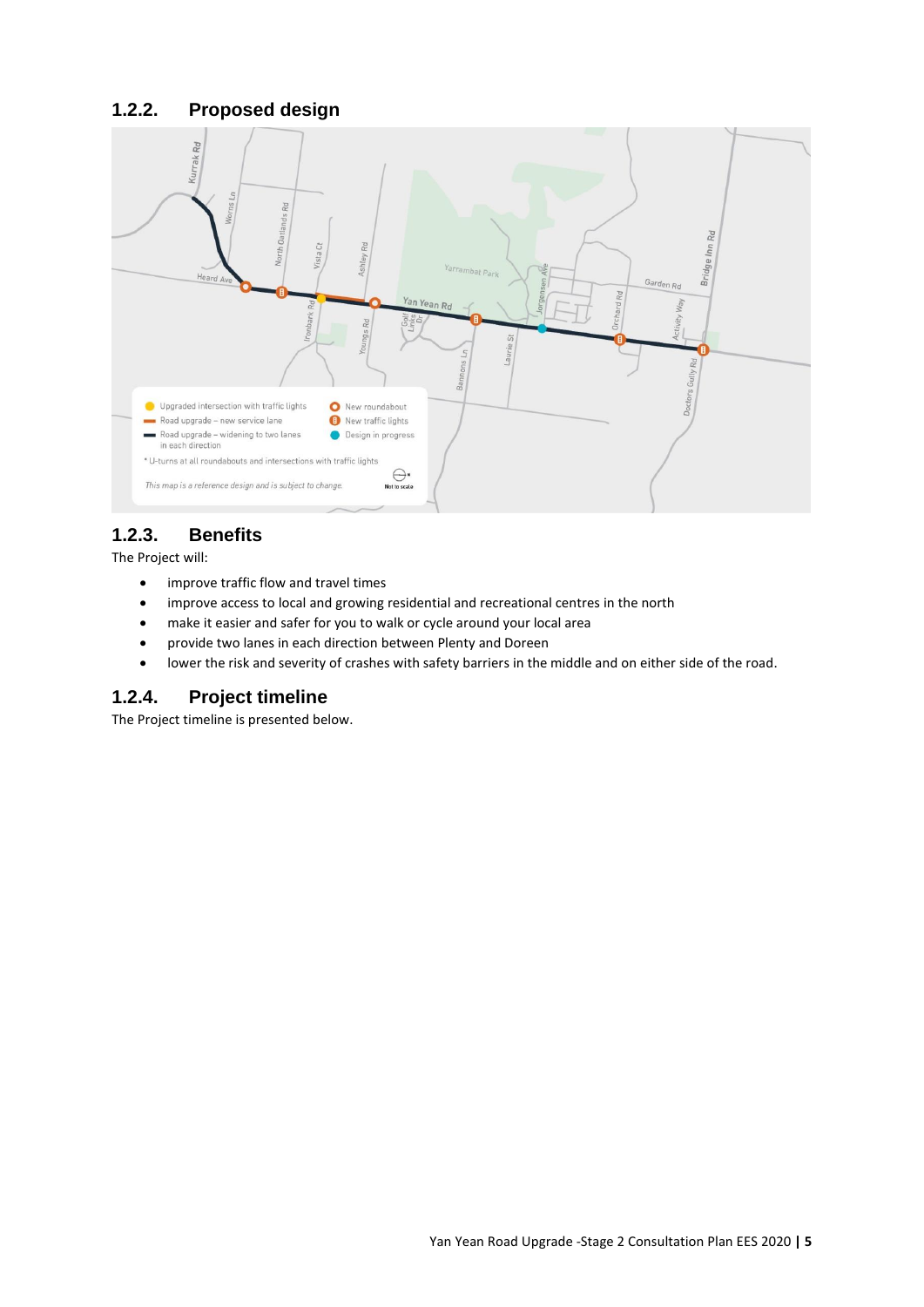### 1.2.2. Proposed design

### 1.2.3. Benefits

The Project will:

- improve traffic flow and travel times
- improve access to local and growing residential and recreational centres in the north
- make it easier and safer for you to walk or cycle around your local area
- provide two lanes in each direction between Plenty and Doreen
- lower the risk and severity of crashes with safety barriers in the middle and on either side of the road.

### 1.2.4. Project timeline

The Project timeline is presented below.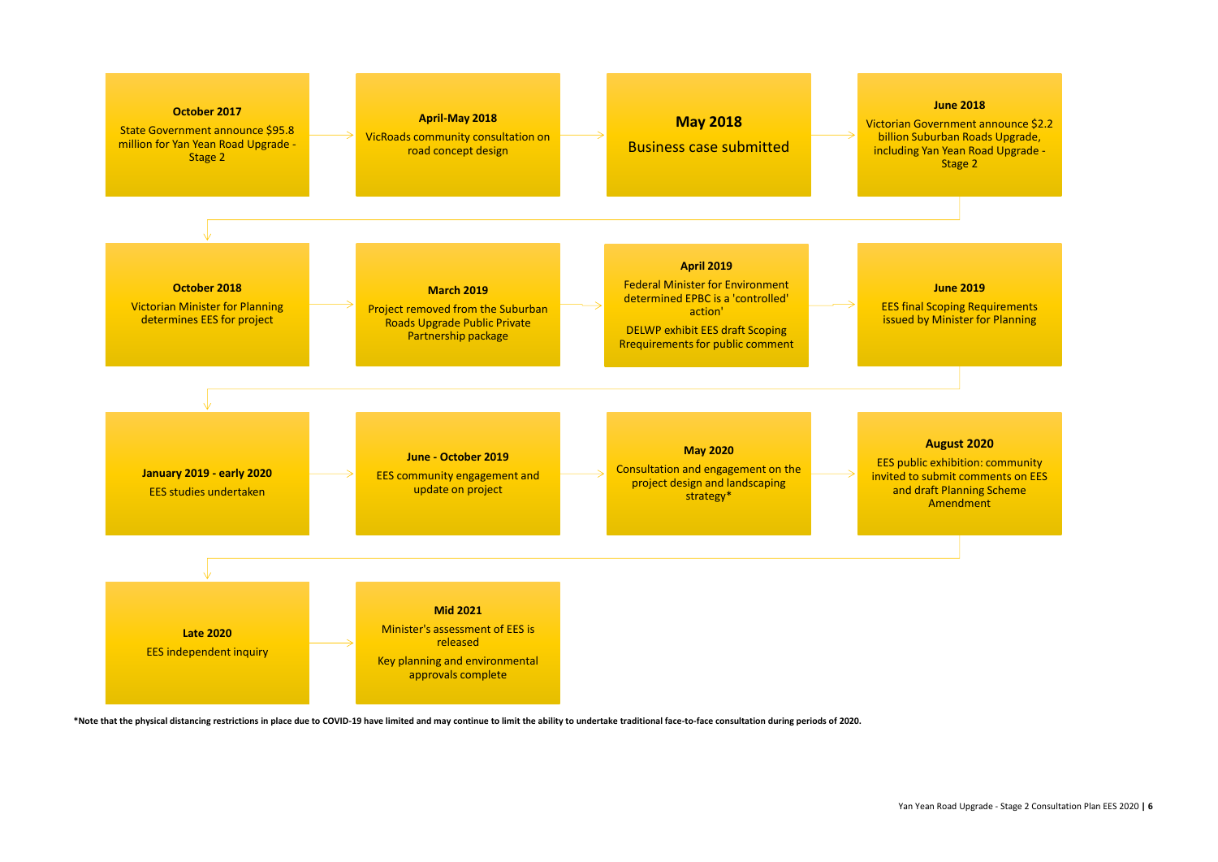**October 2017**

State Government announce $95.8 million for Yan Yean Road Upgrade - Stage 2

**April-May 2018**

VicRoads community consultation on road concept design

**May 2018**

Business case submitted

**June 2018**

Victorian Government announce $2.2 billion Suburban Roads Upgrade, including Yan Yean Road Upgrade - Stage 2

**October 2018**

Victorian Minister for Planning determines EES for project

**March 2019**

Project removed from the Suburban Roads Upgrade Public Private Partnership package

**April 2019**

Federal Minister for Environment determined EPBC is a 'controlled' action'

DELWP exhibit EES draft Scoping Rrequirements for public comment

**June 2019**

EES final Scoping Requirements issued by Minister for Planning

**January 2019 - early 2020**

EES studies undertaken

**June - October 2019**

EES community engagement and update on project

**May 2020**

Consultation and engagement on the project design and landscaping strategy*

**August 2020**

EES public exhibition: community invited to submit comments on EES and draft Planning Scheme Amendment

**Late 2020**

EES independent inquiry

**Mid 2021**

Minister's assessment of EES is released

Key planning and environmental approvals complete

***Note that the physical distancing restrictions in place due to COVID-19 have limited and may continue to limit the ability to undertake traditional face-to-face consultation during periods of 2020.**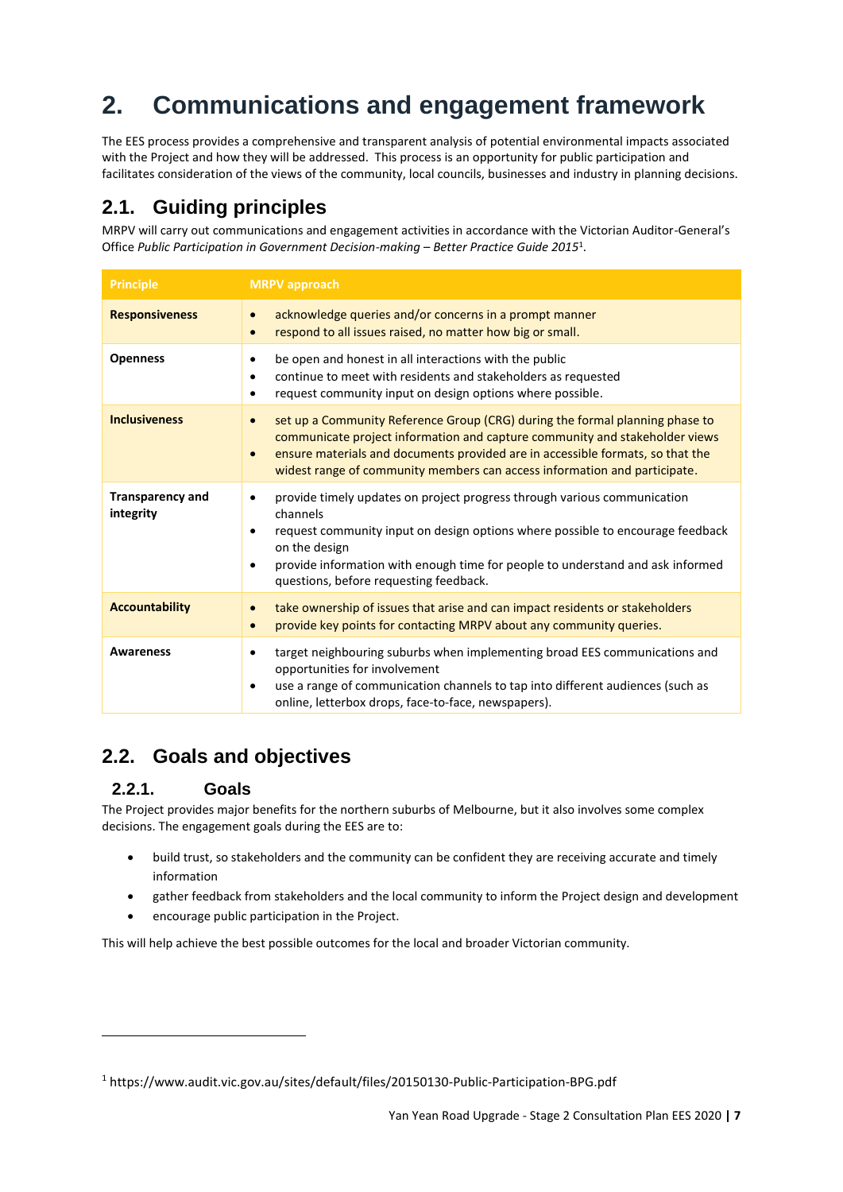# 2. Communications and engagement framework

The EES process provides a comprehensive and transparent analysis of potential environmental impacts associated with the Project and how they will be addressed. This process is an opportunity for public participation and facilitates consideration of the views of the community, local councils, businesses and industry in planning decisions.

## 2.1. Guiding principles

MRPV will carry out communications and engagement activities in accordance with the Victorian Auditor-General's Office *Public Participation in Government Decision-making – Better Practice Guide 2015*[1].

| Principle | MRPV approach |
|---|---|
| **Responsiveness** | • acknowledge queries and/or concerns in a prompt manner<br>• respond to all issues raised, no matter how big or small. |
| **Openness** | • be open and honest in all interactions with the public<br>• continue to meet with residents and stakeholders as requested<br>• request community input on design options where possible. |
| **Inclusiveness** | • set up a Community Reference Group (CRG) during the formal planning phase to communicate project information and capture community and stakeholder views<br>• ensure materials and documents provided are in accessible formats, so that the widest range of community members can access information and participate. |
| **Transparency and integrity** | • provide timely updates on project progress through various communication channels<br>• request community input on design options where possible to encourage feedback on the design<br>• provide information with enough time for people to understand and ask informed questions, before requesting feedback. |
| **Accountability** | • take ownership of issues that arise and can impact residents or stakeholders<br>• provide key points for contacting MRPV about any community queries. |
| **Awareness** | • target neighbouring suburbs when implementing broad EES communications and opportunities for involvement<br>• use a range of communication channels to tap into different audiences (such as online, letterbox drops, face-to-face, newspapers). |

## 2.2. Goals and objectives

### 2.2.1. Goals

The Project provides major benefits for the northern suburbs of Melbourne, but it also involves some complex decisions. The engagement goals during the EES are to:

- build trust, so stakeholders and the community can be confident they are receiving accurate and timely information
- gather feedback from stakeholders and the local community to inform the Project design and development
- encourage public participation in the Project.

This will help achieve the best possible outcomes for the local and broader Victorian community.

[1] https://www.audit.vic.gov.au/sites/default/files/20150130-Public-Participation-BPG.pdf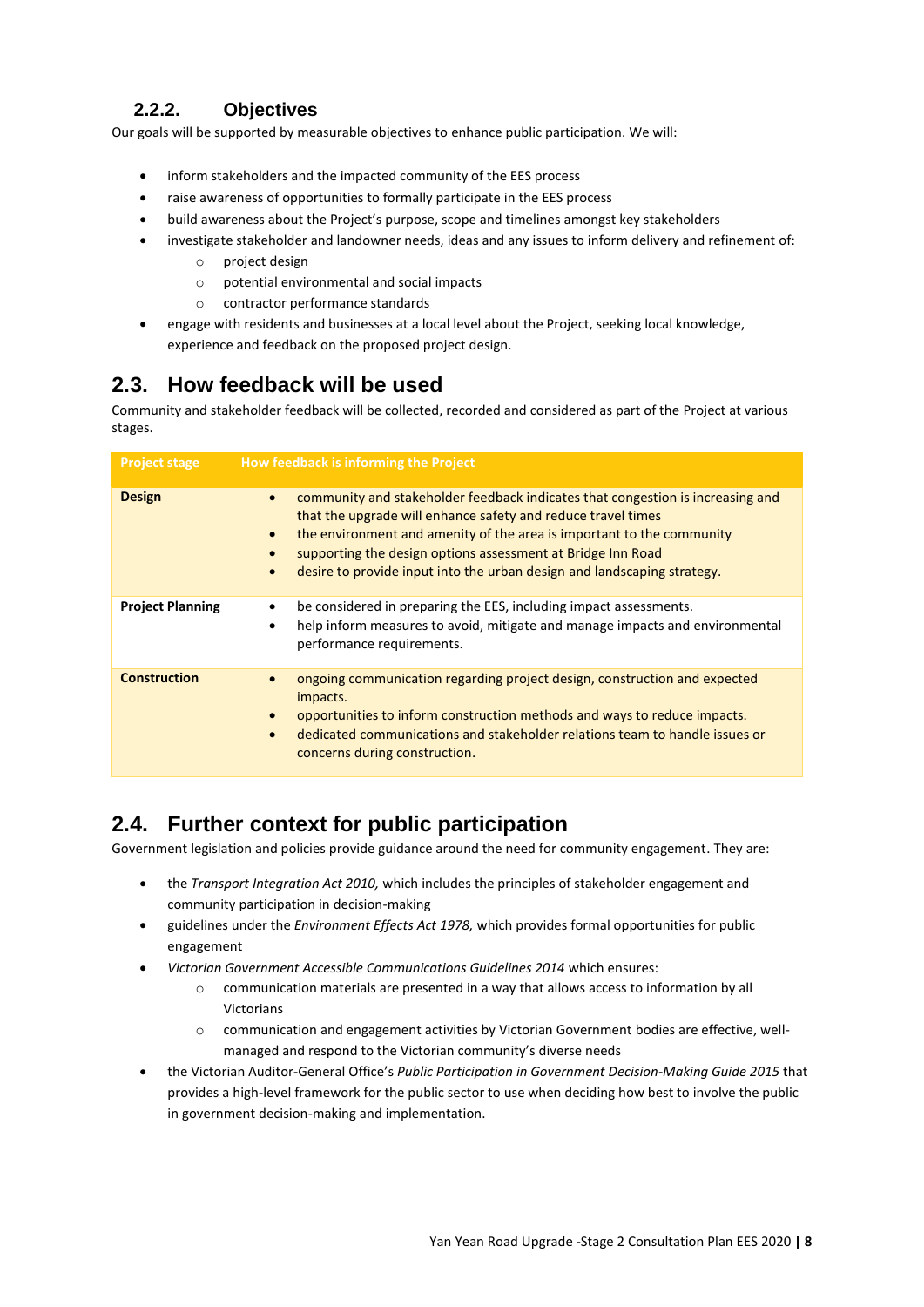### 2.2.2. Objectives

Our goals will be supported by measurable objectives to enhance public participation. We will:

- inform stakeholders and the impacted community of the EES process
- raise awareness of opportunities to formally participate in the EES process
- build awareness about the Project's purpose, scope and timelines amongst key stakeholders
- investigate stakeholder and landowner needs, ideas and any issues to inform delivery and refinement of:
    - project design
    - potential environmental and social impacts
    - contractor performance standards
- engage with residents and businesses at a local level about the Project, seeking local knowledge, experience and feedback on the proposed project design.

## 2.3. How feedback will be used

Community and stakeholder feedback will be collected, recorded and considered as part of the Project at various stages.

| Project stage | How feedback is informing the Project |
|---|---|
| **Design** | • community and stakeholder feedback indicates that congestion is increasing and that the upgrade will enhance safety and reduce travel times<br>• the environment and amenity of the area is important to the community<br>• supporting the design options assessment at Bridge Inn Road<br>• desire to provide input into the urban design and landscaping strategy. |
| **Project Planning** | • be considered in preparing the EES, including impact assessments.<br>• help inform measures to avoid, mitigate and manage impacts and environmental performance requirements. |
| **Construction** | • ongoing communication regarding project design, construction and expected impacts.<br>• opportunities to inform construction methods and ways to reduce impacts.<br>• dedicated communications and stakeholder relations team to handle issues or concerns during construction. |

## 2.4. Further context for public participation

Government legislation and policies provide guidance around the need for community engagement. They are:

- the *Transport Integration Act 2010,* which includes the principles of stakeholder engagement and community participation in decision-making
- guidelines under the *Environment Effects Act 1978,* which provides formal opportunities for public engagement
- *Victorian Government Accessible Communications Guidelines 2014* which ensures:
    - communication materials are presented in a way that allows access to information by all Victorians
    - communication and engagement activities by Victorian Government bodies are effective, well-managed and respond to the Victorian community's diverse needs
- the Victorian Auditor-General Office's *Public Participation in Government Decision-Making Guide 2015* that provides a high-level framework for the public sector to use when deciding how best to involve the public in government decision-making and implementation.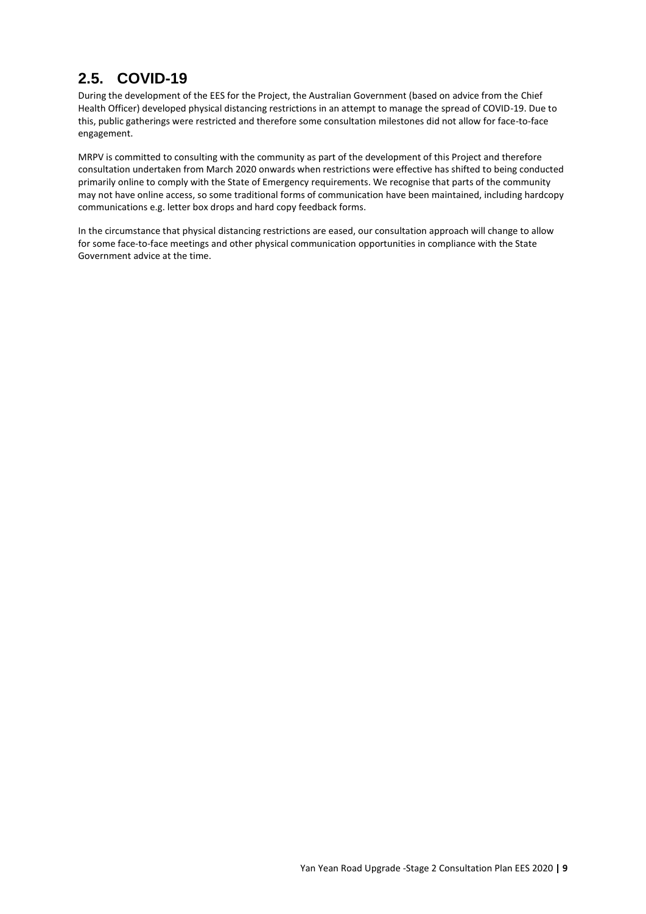## 2.5. COVID-19

During the development of the EES for the Project, the Australian Government (based on advice from the Chief Health Officer) developed physical distancing restrictions in an attempt to manage the spread of COVID-19. Due to this, public gatherings were restricted and therefore some consultation milestones did not allow for face-to-face engagement.

MRPV is committed to consulting with the community as part of the development of this Project and therefore consultation undertaken from March 2020 onwards when restrictions were effective has shifted to being conducted primarily online to comply with the State of Emergency requirements. We recognise that parts of the community may not have online access, so some traditional forms of communication have been maintained, including hardcopy communications e.g. letter box drops and hard copy feedback forms.

In the circumstance that physical distancing restrictions are eased, our consultation approach will change to allow for some face-to-face meetings and other physical communication opportunities in compliance with the State Government advice at the time.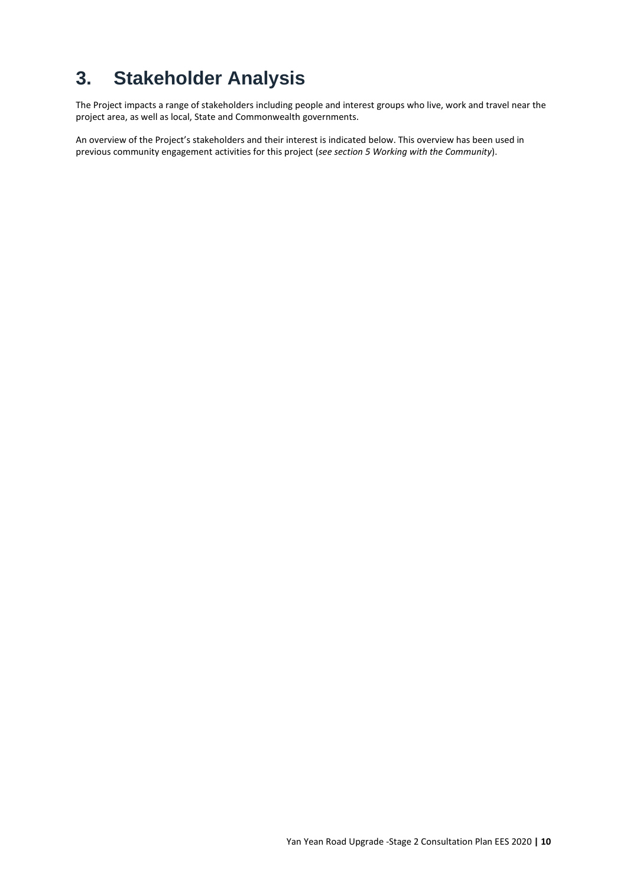# 3. Stakeholder Analysis

The Project impacts a range of stakeholders including people and interest groups who live, work and travel near the project area, as well as local, State and Commonwealth governments.

An overview of the Project's stakeholders and their interest is indicated below. This overview has been used in previous community engagement activities for this project (*see section 5 Working with the Community*).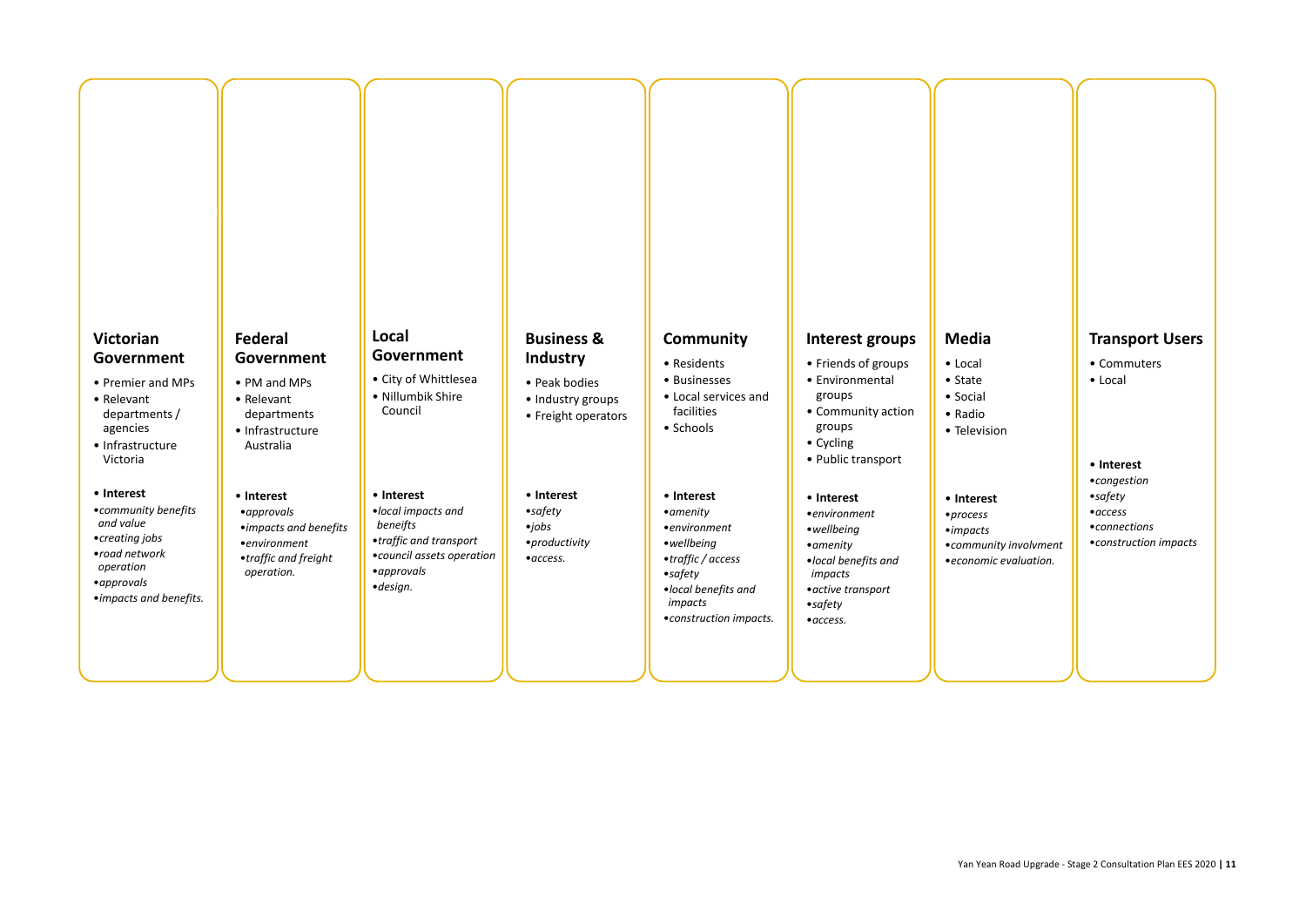### Victorian Government

- Premier and MPs
- Relevant departments / agencies
- Infrastructure Victoria

- **Interest**
- *community benefits and value*
- *creating jobs*
- *road network operation*
- *approvals*
- *impacts and benefits.*

### Federal Government

- PM and MPs
- Relevant departments
- Infrastructure Australia

- **Interest**
- *approvals*
- *impacts and benefits*
- *environment*
- *traffic and freight operation.*

### Local Government

- City of Whittlesea
- Nillumbik Shire Council

- **Interest**
- *local impacts and beneifts*
- *traffic and transport*
- *council assets operation*
- *approvals*
- *design.*

### Business & Industry

- Peak bodies
- Industry groups
- Freight operators

- **Interest**
- *safety*
- *jobs*
- *productivity*
- *access.*

### Community

- Residents
- Businesses
- Local services and facilities
- Schools

- **Interest**
- *amenity*
- *environment*
- *wellbeing*
- *traffic / access*
- *safety*
- *local benefits and impacts*
- *construction impacts.*

### Interest groups

- Friends of groups
- Environmental groups
- Community action groups
- Cycling
- Public transport

- **Interest**
- *environment*
- *wellbeing*
- *amenity*
- *local benefits and impacts*
- *active transport*
- *safety*
- *access.*

### Media

- Local
- State
- Social
- Radio
- Television

- **Interest**
- *process*
- *impacts*
- *community involvment*
- *economic evaluation.*

### Transport Users

- Commuters
- Local

- **Interest**
- *congestion*
- *safety*
- *access*
- *connections*
- *construction impacts*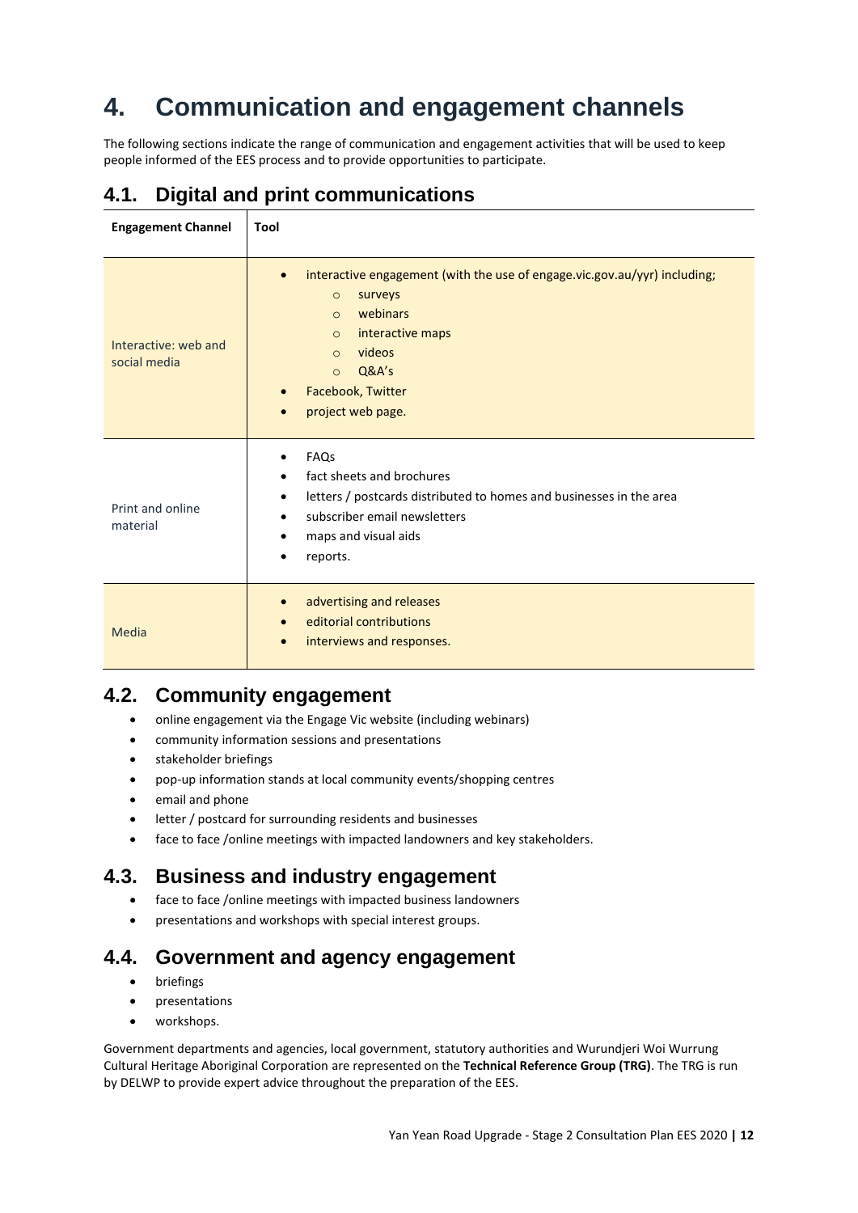# 4. Communication and engagement channels

The following sections indicate the range of communication and engagement activities that will be used to keep people informed of the EES process and to provide opportunities to participate.

## 4.1. Digital and print communications

| Engagement Channel | Tool |
|---|---|
| Interactive: web and social media | • interactive engagement (with the use of engage.vic.gov.au/yyr) including;<br>  ○ surveys<br>  ○ webinars<br>  ○ interactive maps<br>  ○ videos<br>  ○ Q&A's<br>• Facebook, Twitter<br>• project web page. |
| Print and online material | • FAQs<br>• fact sheets and brochures<br>• letters / postcards distributed to homes and businesses in the area<br>• subscriber email newsletters<br>• maps and visual aids<br>• reports. |
| Media | • advertising and releases<br>• editorial contributions<br>• interviews and responses. |

## 4.2. Community engagement

- online engagement via the Engage Vic website (including webinars)
- community information sessions and presentations
- stakeholder briefings
- pop-up information stands at local community events/shopping centres
- email and phone
- letter / postcard for surrounding residents and businesses
- face to face /online meetings with impacted landowners and key stakeholders.

## 4.3. Business and industry engagement

- face to face /online meetings with impacted business landowners
- presentations and workshops with special interest groups.

## 4.4. Government and agency engagement

- briefings
- presentations
- workshops.

Government departments and agencies, local government, statutory authorities and Wurundjeri Woi Wurrung Cultural Heritage Aboriginal Corporation are represented on the **Technical Reference Group (TRG)**. The TRG is run by DELWP to provide expert advice throughout the preparation of the EES.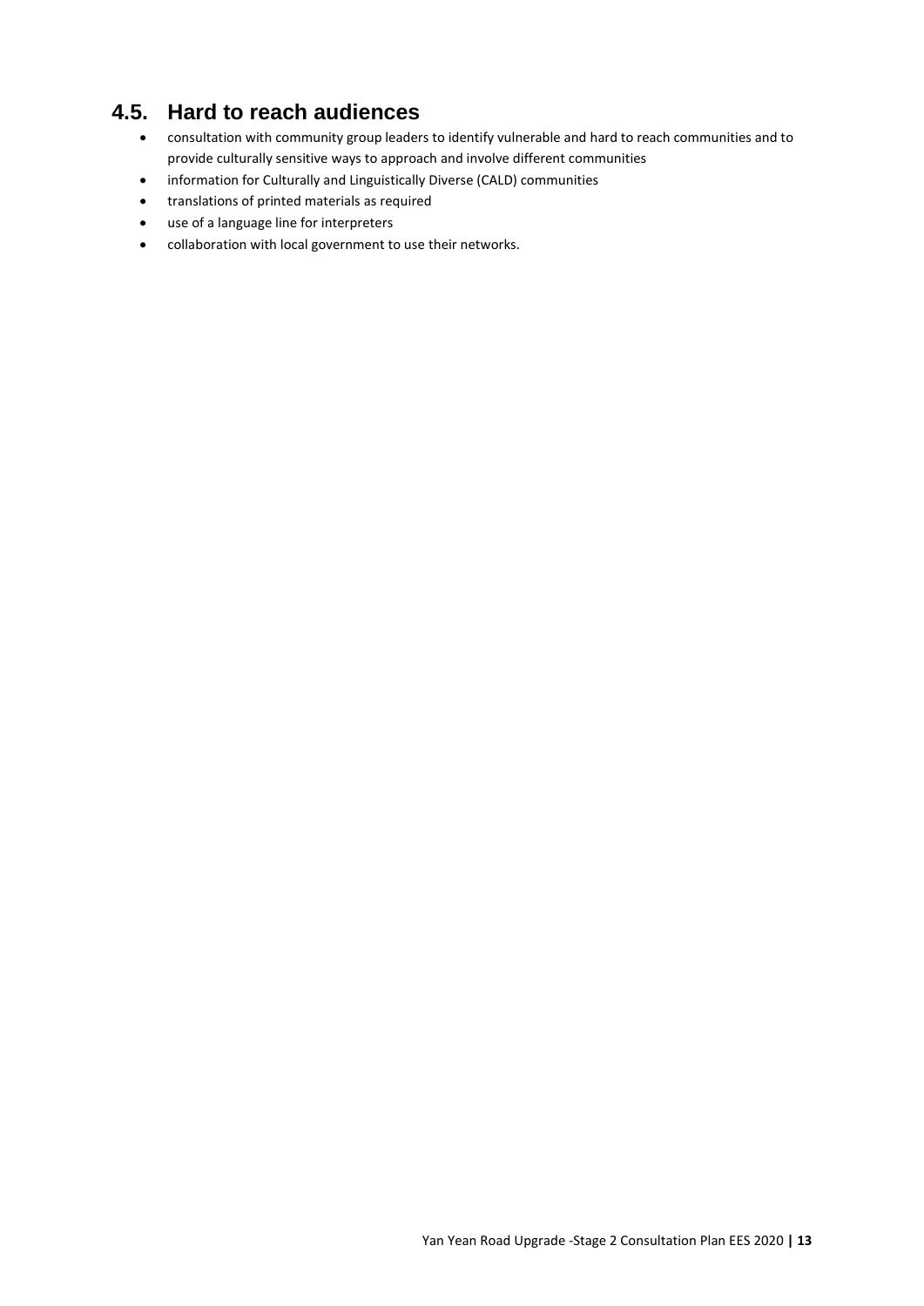## 4.5. Hard to reach audiences

- consultation with community group leaders to identify vulnerable and hard to reach communities and to provide culturally sensitive ways to approach and involve different communities
- information for Culturally and Linguistically Diverse (CALD) communities
- translations of printed materials as required
- use of a language line for interpreters
- collaboration with local government to use their networks.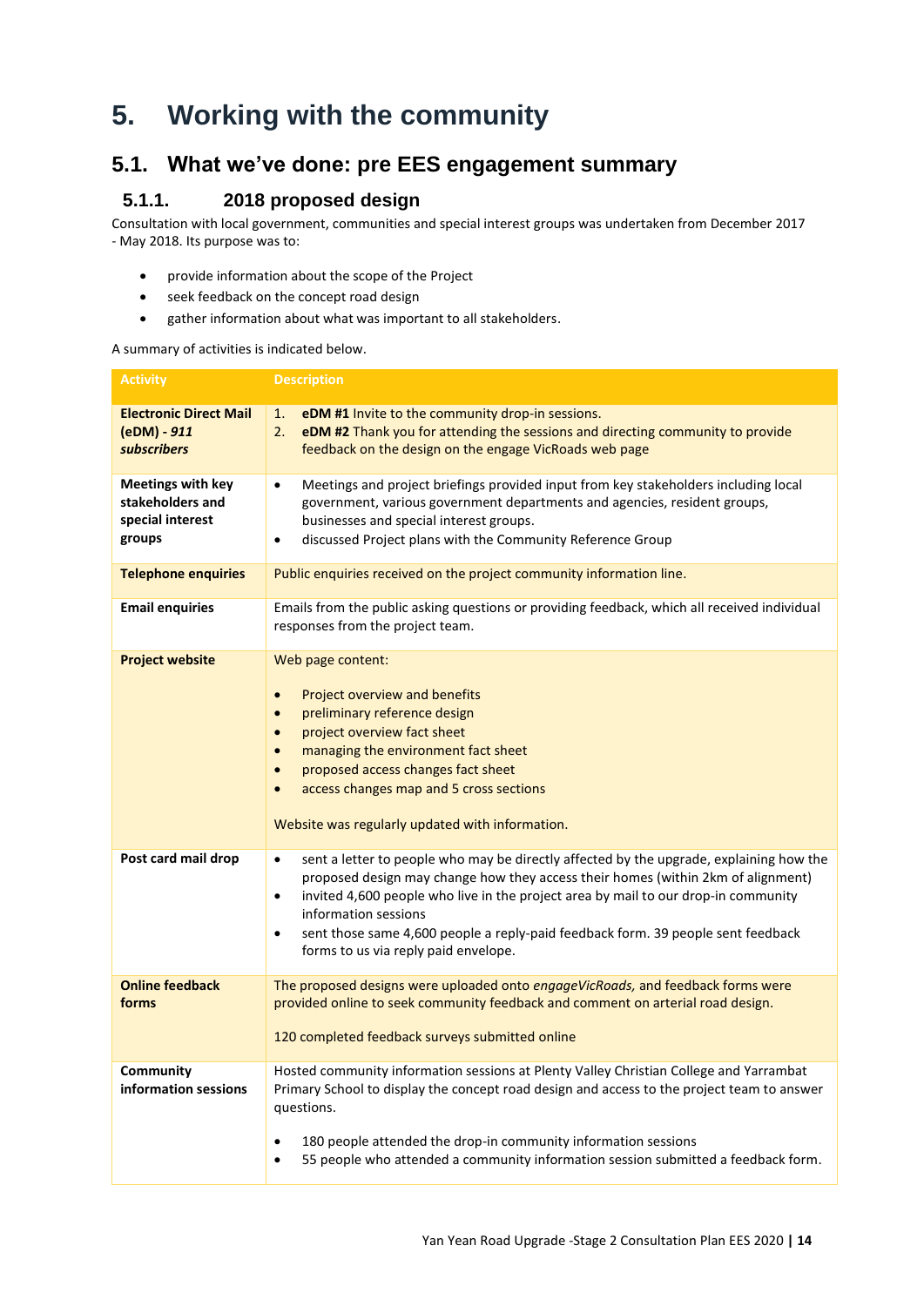# 5. Working with the community

## 5.1. What we've done: pre EES engagement summary

### 5.1.1. 2018 proposed design

Consultation with local government, communities and special interest groups was undertaken from December 2017 - May 2018. Its purpose was to:

- provide information about the scope of the Project
- seek feedback on the concept road design
- gather information about what was important to all stakeholders.

A summary of activities is indicated below.

| Activity | Description |
|---|---|
| **Electronic Direct Mail (eDM) - *911 subscribers*** | 1. **eDM #1** Invite to the community drop-in sessions.<br>2. **eDM #2** Thank you for attending the sessions and directing community to provide feedback on the design on the engage VicRoads web page |
| **Meetings with key stakeholders and special interest groups** | • Meetings and project briefings provided input from key stakeholders including local government, various government departments and agencies, resident groups, businesses and special interest groups.<br>• discussed Project plans with the Community Reference Group |
| **Telephone enquiries** | Public enquiries received on the project community information line. |
| **Email enquiries** | Emails from the public asking questions or providing feedback, which all received individual responses from the project team. |
| **Project website** | Web page content:<br>• Project overview and benefits<br>• preliminary reference design<br>• project overview fact sheet<br>• managing the environment fact sheet<br>• proposed access changes fact sheet<br>• access changes map and 5 cross sections<br><br>Website was regularly updated with information. |
| **Post card mail drop** | • sent a letter to people who may be directly affected by the upgrade, explaining how the proposed design may change how they access their homes (within 2km of alignment)<br>• invited 4,600 people who live in the project area by mail to our drop-in community information sessions<br>• sent those same 4,600 people a reply-paid feedback form. 39 people sent feedback forms to us via reply paid envelope. |
| **Online feedback forms** | The proposed designs were uploaded onto *engageVicRoads,* and feedback forms were provided online to seek community feedback and comment on arterial road design.<br><br>120 completed feedback surveys submitted online |
| **Community information sessions** | Hosted community information sessions at Plenty Valley Christian College and Yarrambat Primary School to display the concept road design and access to the project team to answer questions.<br><br>• 180 people attended the drop-in community information sessions<br>• 55 people who attended a community information session submitted a feedback form. |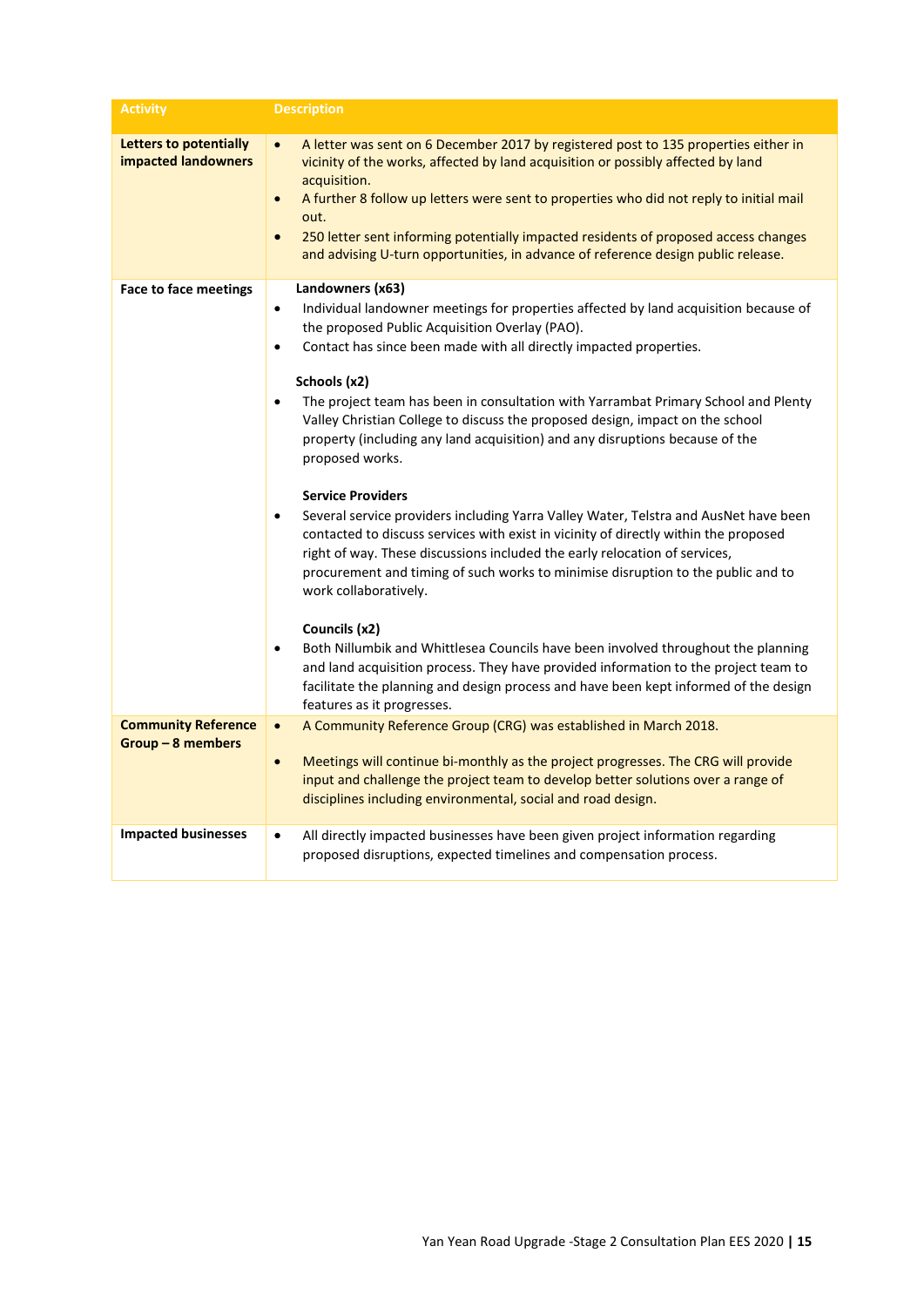| Activity | Description |
|---|---|
| **Letters to potentially impacted landowners** | • A letter was sent on 6 December 2017 by registered post to 135 properties either in vicinity of the works, affected by land acquisition or possibly affected by land acquisition.<br>• A further 8 follow up letters were sent to properties who did not reply to initial mail out.<br>• 250 letter sent informing potentially impacted residents of proposed access changes and advising U-turn opportunities, in advance of reference design public release. |
| **Face to face meetings** | **Landowners (x63)**<br>• Individual landowner meetings for properties affected by land acquisition because of the proposed Public Acquisition Overlay (PAO).<br>• Contact has since been made with all directly impacted properties.<br><br>**Schools (x2)**<br>• The project team has been in consultation with Yarrambat Primary School and Plenty Valley Christian College to discuss the proposed design, impact on the school property (including any land acquisition) and any disruptions because of the proposed works.<br><br>**Service Providers**<br>• Several service providers including Yarra Valley Water, Telstra and AusNet have been contacted to discuss services with exist in vicinity of directly within the proposed right of way. These discussions included the early relocation of services, procurement and timing of such works to minimise disruption to the public and to work collaboratively.<br><br>**Councils (x2)**<br>• Both Nillumbik and Whittlesea Councils have been involved throughout the planning and land acquisition process. They have provided information to the project team to facilitate the planning and design process and have been kept informed of the design features as it progresses. |
| **Community Reference Group – 8 members** | • A Community Reference Group (CRG) was established in March 2018.<br>• Meetings will continue bi-monthly as the project progresses. The CRG will provide input and challenge the project team to develop better solutions over a range of disciplines including environmental, social and road design. |
| **Impacted businesses** | • All directly impacted businesses have been given project information regarding proposed disruptions, expected timelines and compensation process. |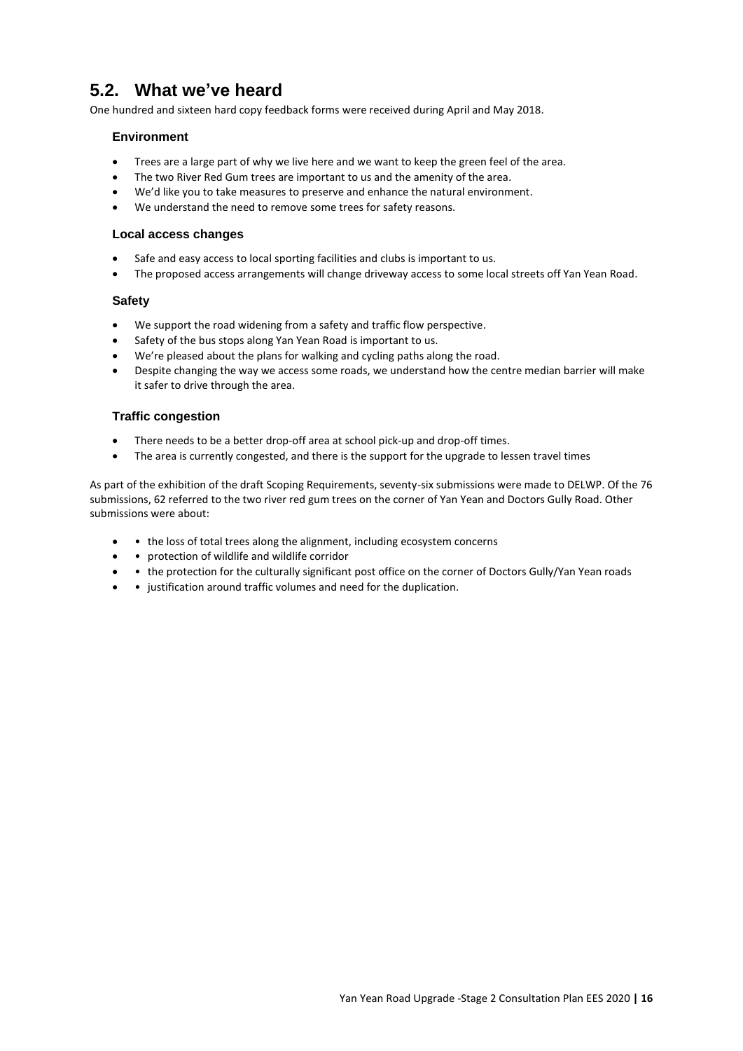## 5.2. What we've heard

One hundred and sixteen hard copy feedback forms were received during April and May 2018.

### Environment

- Trees are a large part of why we live here and we want to keep the green feel of the area.
- The two River Red Gum trees are important to us and the amenity of the area.
- We'd like you to take measures to preserve and enhance the natural environment.
- We understand the need to remove some trees for safety reasons.

### Local access changes

- Safe and easy access to local sporting facilities and clubs is important to us.
- The proposed access arrangements will change driveway access to some local streets off Yan Yean Road.

### Safety

- We support the road widening from a safety and traffic flow perspective.
- Safety of the bus stops along Yan Yean Road is important to us.
- We're pleased about the plans for walking and cycling paths along the road.
- Despite changing the way we access some roads, we understand how the centre median barrier will make it safer to drive through the area.

### Traffic congestion

- There needs to be a better drop-off area at school pick-up and drop-off times.
- The area is currently congested, and there is the support for the upgrade to lessen travel times

As part of the exhibition of the draft Scoping Requirements, seventy-six submissions were made to DELWP. Of the 76 submissions, 62 referred to the two river red gum trees on the corner of Yan Yean and Doctors Gully Road. Other submissions were about:

- • the loss of total trees along the alignment, including ecosystem concerns
- • protection of wildlife and wildlife corridor
- • the protection for the culturally significant post office on the corner of Doctors Gully/Yan Yean roads
- • justification around traffic volumes and need for the duplication.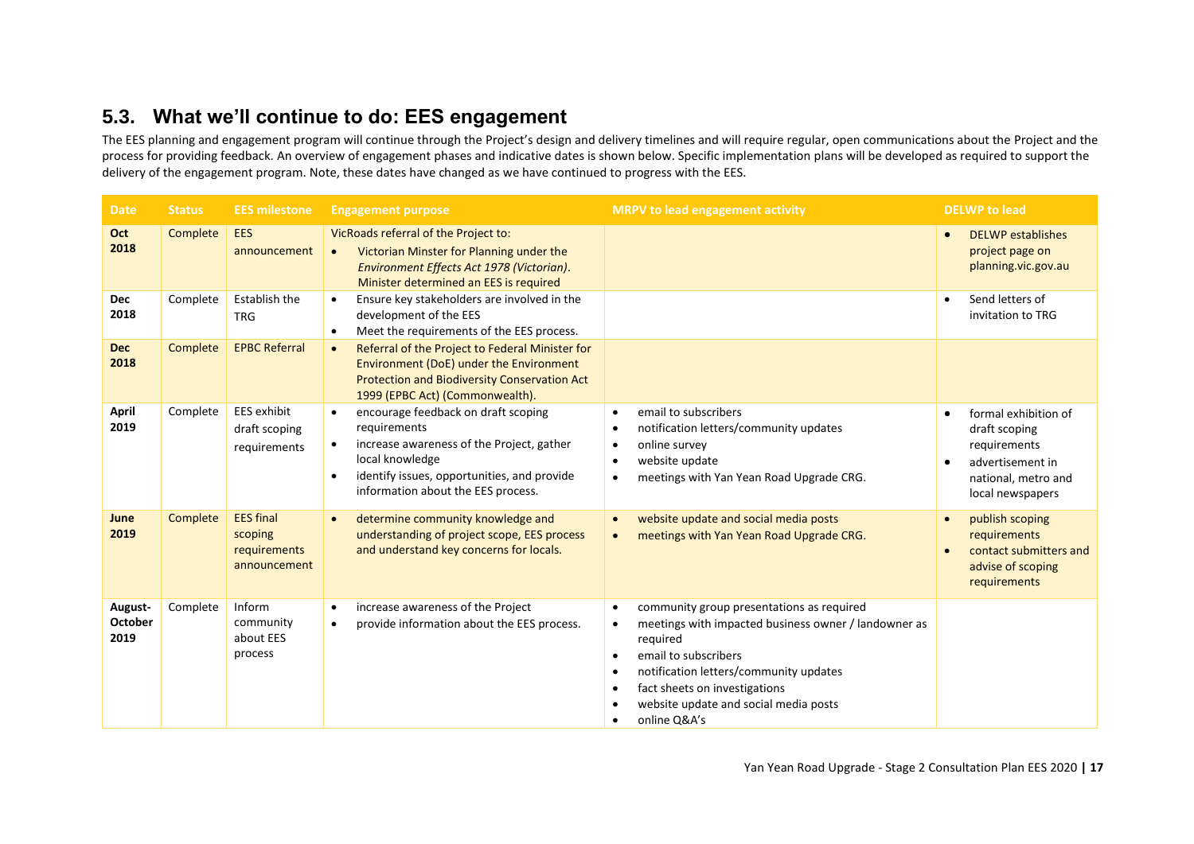## 5.3. What we'll continue to do: EES engagement

The EES planning and engagement program will continue through the Project's design and delivery timelines and will require regular, open communications about the Project and the process for providing feedback. An overview of engagement phases and indicative dates is shown below. Specific implementation plans will be developed as required to support the delivery of the engagement program. Note, these dates have changed as we have continued to progress with the EES.

| Date | Status | EES milestone | Engagement purpose | MRPV to lead engagement activity | DELWP to lead |
|---|---|---|---|---|---|
| **Oct 2018** | Complete | EES announcement | VicRoads referral of the Project to:<br>• Victorian Minster for Planning under the *Environment Effects Act 1978 (Victorian)*. Minister determined an EES is required | | • DELWP establishes project page on planning.vic.gov.au |
| **Dec 2018** | Complete | Establish the TRG | • Ensure key stakeholders are involved in the development of the EES<br>• Meet the requirements of the EES process. | | • Send letters of invitation to TRG |
| **Dec 2018** | Complete | EPBC Referral | • Referral of the Project to Federal Minister for Environment (DoE) under the Environment Protection and Biodiversity Conservation Act 1999 (EPBC Act) (Commonwealth). | | |
| **April 2019** | Complete | EES exhibit draft scoping requirements | • encourage feedback on draft scoping requirements<br>• increase awareness of the Project, gather local knowledge<br>• identify issues, opportunities, and provide information about the EES process. | • email to subscribers<br>• notification letters/community updates<br>• online survey<br>• website update<br>• meetings with Yan Yean Road Upgrade CRG. | • formal exhibition of draft scoping requirements<br>• advertisement in national, metro and local newspapers |
| **June 2019** | Complete | EES final scoping requirements announcement | • determine community knowledge and understanding of project scope, EES process and understand key concerns for locals. | • website update and social media posts<br>• meetings with Yan Yean Road Upgrade CRG. | • publish scoping requirements<br>• contact submitters and advise of scoping requirements |
| **August-October 2019** | Complete | Inform community about EES process | • increase awareness of the Project<br>• provide information about the EES process. | • community group presentations as required<br>• meetings with impacted business owner / landowner as required<br>• email to subscribers<br>• notification letters/community updates<br>• fact sheets on investigations<br>• website update and social media posts<br>• online Q&A's | |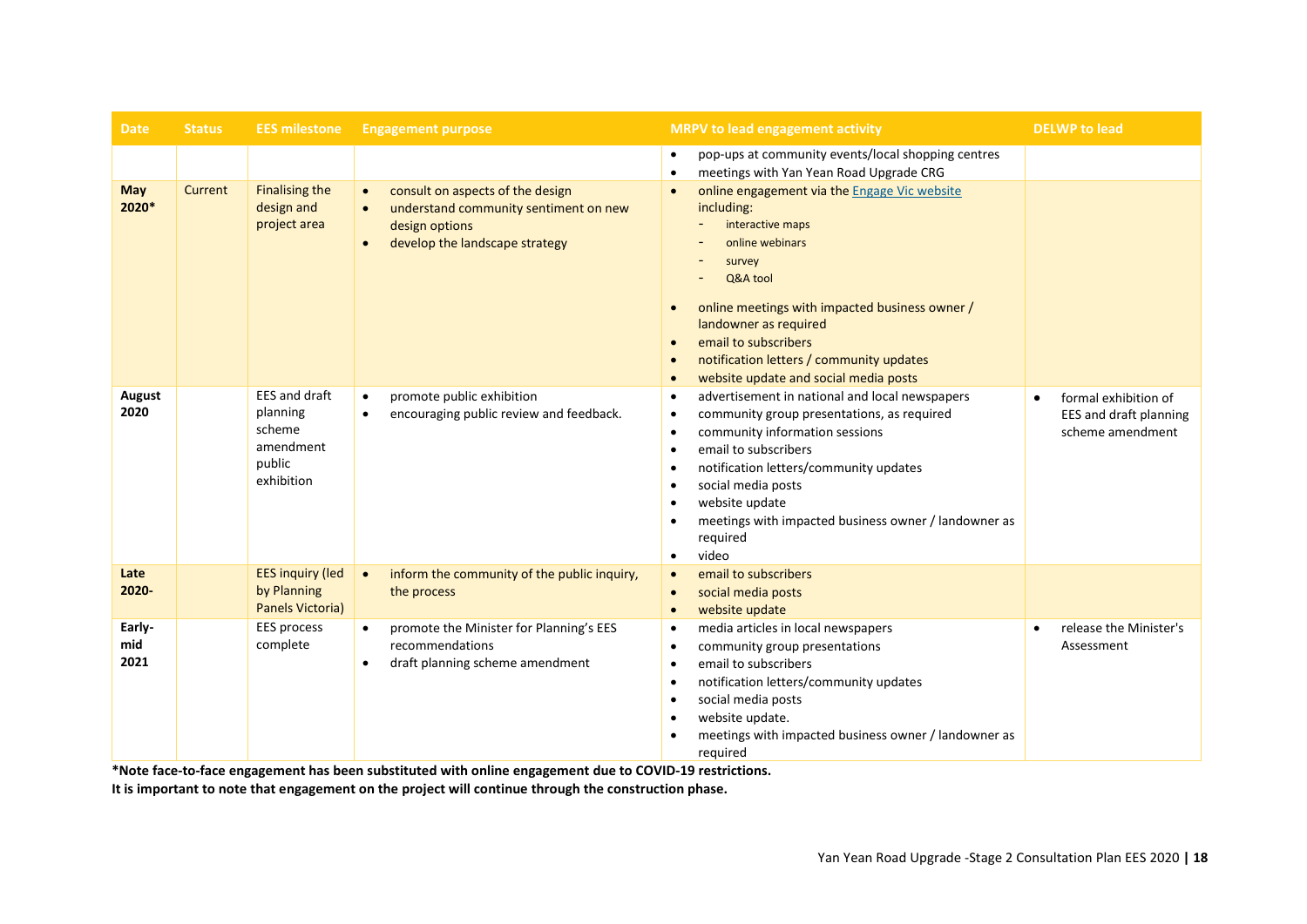| Date | Status | EES milestone | Engagement purpose | MRPV to lead engagement activity | DELWP to lead |
|---|---|---|---|---|---|
| | | | | • pop-ups at community events/local shopping centres<br>• meetings with Yan Yean Road Upgrade CRG | |
| **May 2020*** | Current | Finalising the design and project area | • consult on aspects of the design<br>• understand community sentiment on new design options<br>• develop the landscape strategy | • online engagement via the [Engage Vic website]() including:<br>  - interactive maps<br>  - online webinars<br>  - survey<br>  - Q&A tool<br>• online meetings with impacted business owner / landowner as required<br>• email to subscribers<br>• notification letters / community updates<br>• website update and social media posts | |
| **August 2020** | | EES and draft planning scheme amendment public exhibition | • promote public exhibition<br>• encouraging public review and feedback. | • advertisement in national and local newspapers<br>• community group presentations, as required<br>• community information sessions<br>• email to subscribers<br>• notification letters/community updates<br>• social media posts<br>• website update<br>• meetings with impacted business owner / landowner as required<br>• video | • formal exhibition of EES and draft planning scheme amendment |
| **Late 2020-** | | EES inquiry (led by Planning Panels Victoria) | • inform the community of the public inquiry, the process | • email to subscribers<br>• social media posts<br>• website update | |
| **Early-mid 2021** | | EES process complete | • promote the Minister for Planning's EES recommendations<br>• draft planning scheme amendment | • media articles in local newspapers<br>• community group presentations<br>• email to subscribers<br>• notification letters/community updates<br>• social media posts<br>• website update.<br>• meetings with impacted business owner / landowner as required | • release the Minister's Assessment |

**\*Note face-to-face engagement has been substituted with online engagement due to COVID-19 restrictions.**

**It is important to note that engagement on the project will continue through the construction phase.**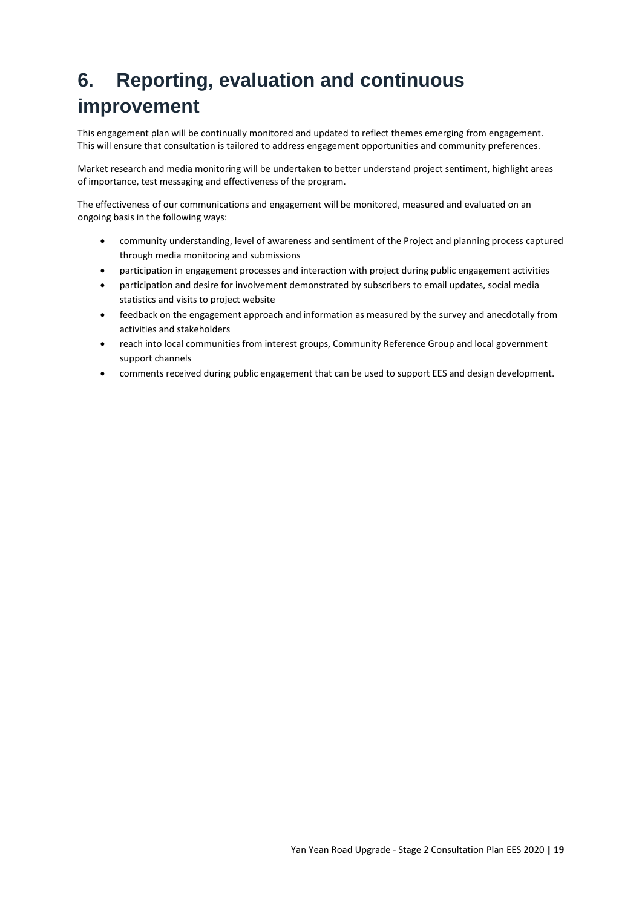# 6. Reporting, evaluation and continuous improvement

This engagement plan will be continually monitored and updated to reflect themes emerging from engagement. This will ensure that consultation is tailored to address engagement opportunities and community preferences.

Market research and media monitoring will be undertaken to better understand project sentiment, highlight areas of importance, test messaging and effectiveness of the program.

The effectiveness of our communications and engagement will be monitored, measured and evaluated on an ongoing basis in the following ways:

- community understanding, level of awareness and sentiment of the Project and planning process captured through media monitoring and submissions
- participation in engagement processes and interaction with project during public engagement activities
- participation and desire for involvement demonstrated by subscribers to email updates, social media statistics and visits to project website
- feedback on the engagement approach and information as measured by the survey and anecdotally from activities and stakeholders
- reach into local communities from interest groups, Community Reference Group and local government support channels
- comments received during public engagement that can be used to support EES and design development.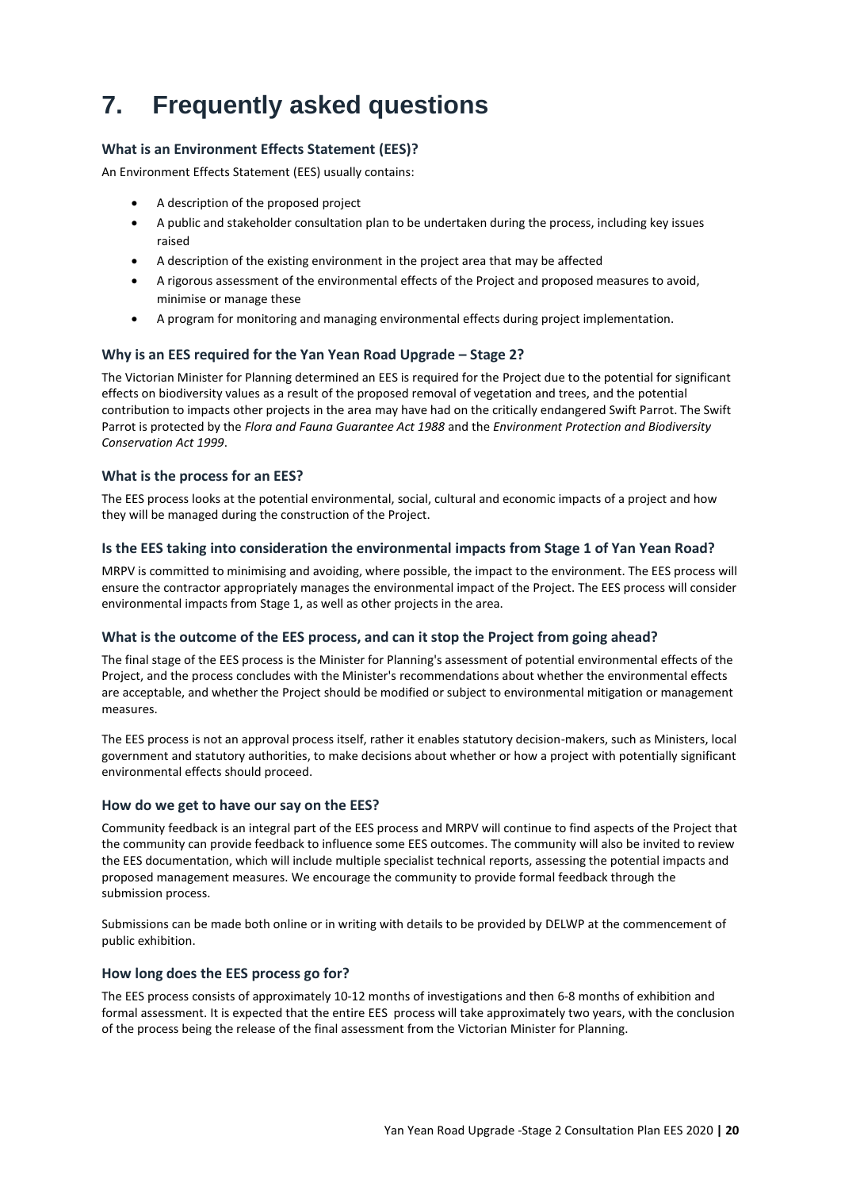# 7. Frequently asked questions

### What is an Environment Effects Statement (EES)?

An Environment Effects Statement (EES) usually contains:

- A description of the proposed project
- A public and stakeholder consultation plan to be undertaken during the process, including key issues raised
- A description of the existing environment in the project area that may be affected
- A rigorous assessment of the environmental effects of the Project and proposed measures to avoid, minimise or manage these
- A program for monitoring and managing environmental effects during project implementation.

### Why is an EES required for the Yan Yean Road Upgrade – Stage 2?

The Victorian Minister for Planning determined an EES is required for the Project due to the potential for significant effects on biodiversity values as a result of the proposed removal of vegetation and trees, and the potential contribution to impacts other projects in the area may have had on the critically endangered Swift Parrot. The Swift Parrot is protected by the *Flora and Fauna Guarantee Act 1988* and the *Environment Protection and Biodiversity Conservation Act 1999*.

### What is the process for an EES?

The EES process looks at the potential environmental, social, cultural and economic impacts of a project and how they will be managed during the construction of the Project.

### Is the EES taking into consideration the environmental impacts from Stage 1 of Yan Yean Road?

MRPV is committed to minimising and avoiding, where possible, the impact to the environment. The EES process will ensure the contractor appropriately manages the environmental impact of the Project. The EES process will consider environmental impacts from Stage 1, as well as other projects in the area.

### What is the outcome of the EES process, and can it stop the Project from going ahead?

The final stage of the EES process is the Minister for Planning's assessment of potential environmental effects of the Project, and the process concludes with the Minister's recommendations about whether the environmental effects are acceptable, and whether the Project should be modified or subject to environmental mitigation or management measures.

The EES process is not an approval process itself, rather it enables statutory decision-makers, such as Ministers, local government and statutory authorities, to make decisions about whether or how a project with potentially significant environmental effects should proceed.

### How do we get to have our say on the EES?

Community feedback is an integral part of the EES process and MRPV will continue to find aspects of the Project that the community can provide feedback to influence some EES outcomes. The community will also be invited to review the EES documentation, which will include multiple specialist technical reports, assessing the potential impacts and proposed management measures. We encourage the community to provide formal feedback through the submission process.

Submissions can be made both online or in writing with details to be provided by DELWP at the commencement of public exhibition.

### How long does the EES process go for?

The EES process consists of approximately 10-12 months of investigations and then 6-8 months of exhibition and formal assessment. It is expected that the entire EES process will take approximately two years, with the conclusion of the process being the release of the final assessment from the Victorian Minister for Planning.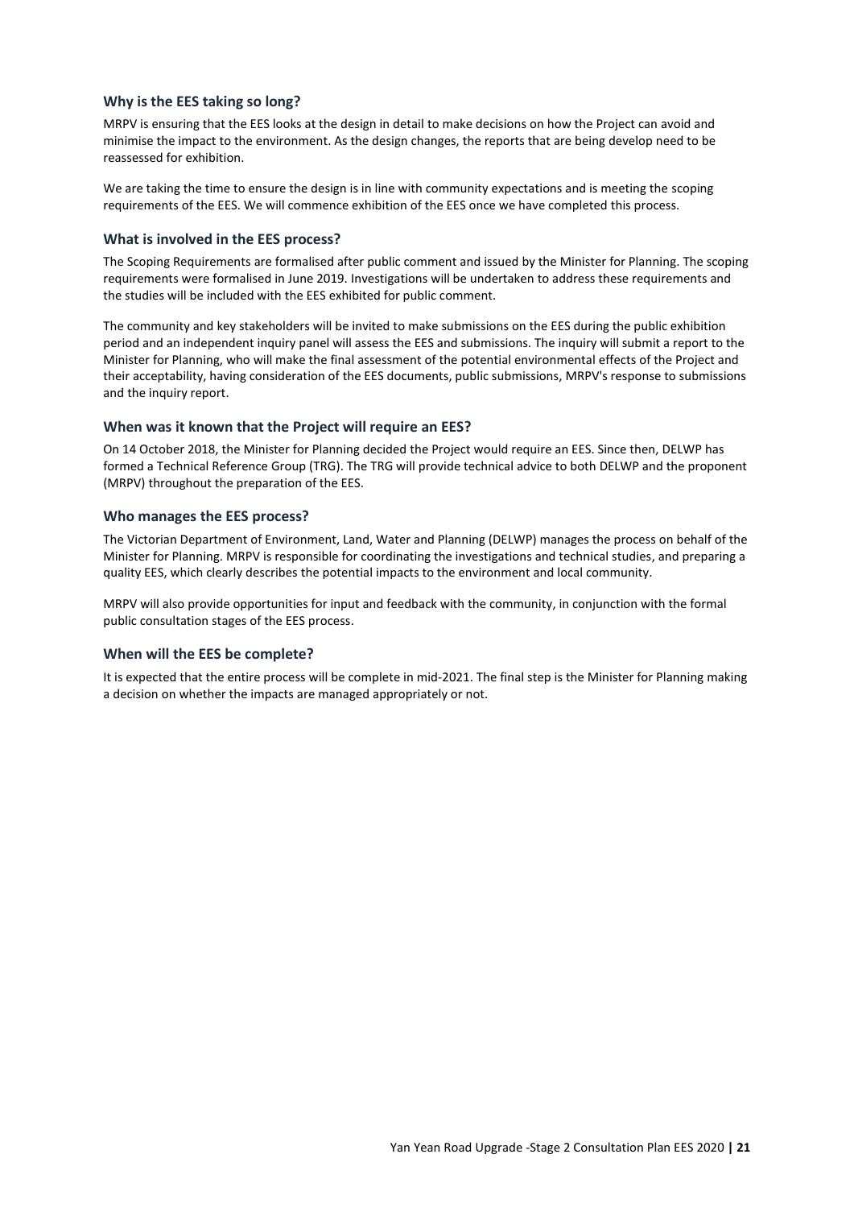### Why is the EES taking so long?

MRPV is ensuring that the EES looks at the design in detail to make decisions on how the Project can avoid and minimise the impact to the environment. As the design changes, the reports that are being develop need to be reassessed for exhibition.

We are taking the time to ensure the design is in line with community expectations and is meeting the scoping requirements of the EES. We will commence exhibition of the EES once we have completed this process.

### What is involved in the EES process?

The Scoping Requirements are formalised after public comment and issued by the Minister for Planning. The scoping requirements were formalised in June 2019. Investigations will be undertaken to address these requirements and the studies will be included with the EES exhibited for public comment.

The community and key stakeholders will be invited to make submissions on the EES during the public exhibition period and an independent inquiry panel will assess the EES and submissions. The inquiry will submit a report to the Minister for Planning, who will make the final assessment of the potential environmental effects of the Project and their acceptability, having consideration of the EES documents, public submissions, MRPV's response to submissions and the inquiry report.

### When was it known that the Project will require an EES?

On 14 October 2018, the Minister for Planning decided the Project would require an EES. Since then, DELWP has formed a Technical Reference Group (TRG). The TRG will provide technical advice to both DELWP and the proponent (MRPV) throughout the preparation of the EES.

### Who manages the EES process?

The Victorian Department of Environment, Land, Water and Planning (DELWP) manages the process on behalf of the Minister for Planning. MRPV is responsible for coordinating the investigations and technical studies, and preparing a quality EES, which clearly describes the potential impacts to the environment and local community.

MRPV will also provide opportunities for input and feedback with the community, in conjunction with the formal public consultation stages of the EES process.

### When will the EES be complete?

It is expected that the entire process will be complete in mid-2021. The final step is the Minister for Planning making a decision on whether the impacts are managed appropriately or not.